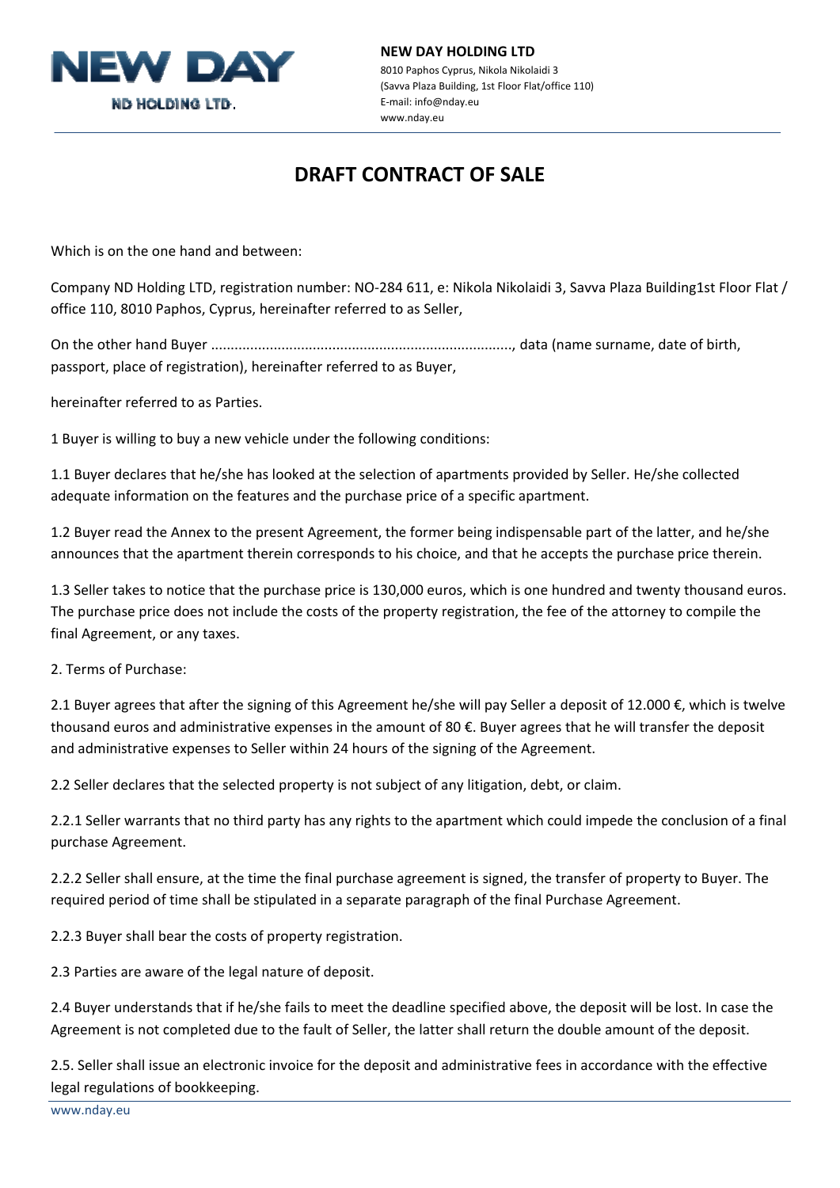**NEW DAY HOLDING LTD**
8010 Paphos Cyprus, Nikola Nikolaidi 3
(Savva Plaza Building, 1st Floor Flat/office 110)
E-mail: info@nday.eu
www.nday.eu

# DRAFT CONTRACT OF SALE

Which is on the one hand and between:

Company ND Holding LTD, registration number: NO-284 611, e: Nikola Nikolaidi 3, Savva Plaza Building1st Floor Flat / office 110, 8010 Paphos, Cyprus, hereinafter referred to as Seller,

On the other hand Buyer ............................................................................, data (name surname, date of birth, passport, place of registration), hereinafter referred to as Buyer,

hereinafter referred to as Parties.

1 Buyer is willing to buy a new vehicle under the following conditions:

1.1 Buyer declares that he/she has looked at the selection of apartments provided by Seller. He/she collected adequate information on the features and the purchase price of a specific apartment.

1.2 Buyer read the Annex to the present Agreement, the former being indispensable part of the latter, and he/she announces that the apartment therein corresponds to his choice, and that he accepts the purchase price therein.

1.3 Seller takes to notice that the purchase price is 130,000 euros, which is one hundred and twenty thousand euros. The purchase price does not include the costs of the property registration, the fee of the attorney to compile the final Agreement, or any taxes.

2. Terms of Purchase:

2.1 Buyer agrees that after the signing of this Agreement he/she will pay Seller a deposit of 12.000 €, which is twelve thousand euros and administrative expenses in the amount of 80 €. Buyer agrees that he will transfer the deposit and administrative expenses to Seller within 24 hours of the signing of the Agreement.

2.2 Seller declares that the selected property is not subject of any litigation, debt, or claim.

2.2.1 Seller warrants that no third party has any rights to the apartment which could impede the conclusion of a final purchase Agreement.

2.2.2 Seller shall ensure, at the time the final purchase agreement is signed, the transfer of property to Buyer. The required period of time shall be stipulated in a separate paragraph of the final Purchase Agreement.

2.2.3 Buyer shall bear the costs of property registration.

2.3 Parties are aware of the legal nature of deposit.

2.4 Buyer understands that if he/she fails to meet the deadline specified above, the deposit will be lost. In case the Agreement is not completed due to the fault of Seller, the latter shall return the double amount of the deposit.

2.5. Seller shall issue an electronic invoice for the deposit and administrative fees in accordance with the effective legal regulations of bookkeeping.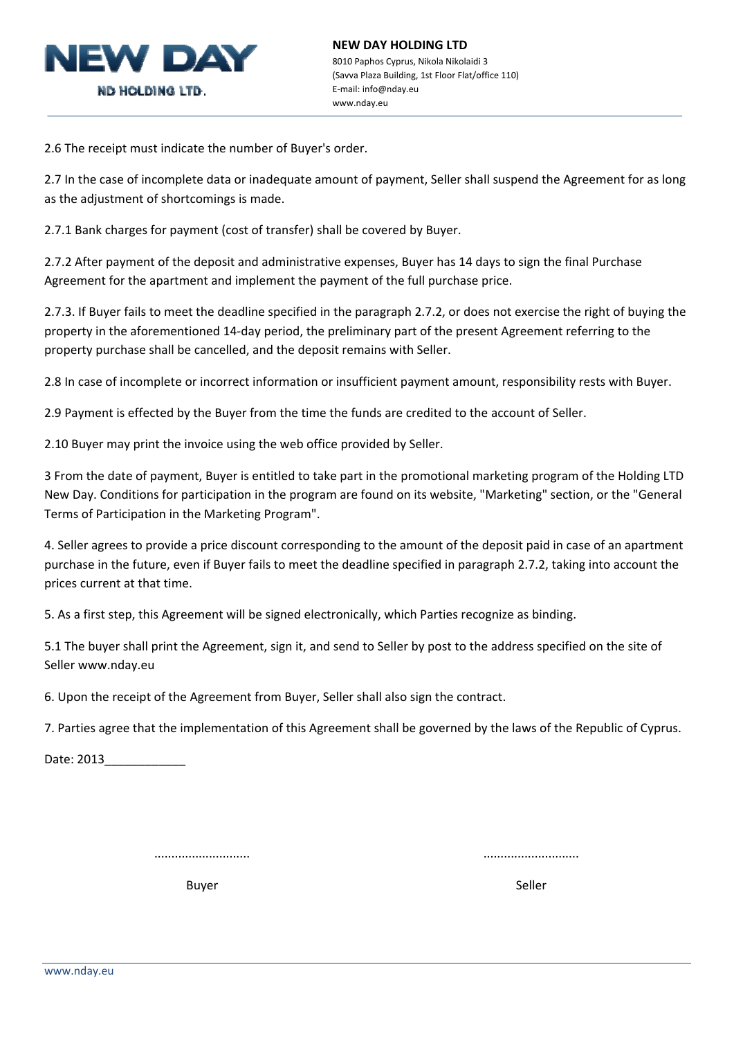2.6 The receipt must indicate the number of Buyer's order.

2.7 In the case of incomplete data or inadequate amount of payment, Seller shall suspend the Agreement for as long as the adjustment of shortcomings is made.

2.7.1 Bank charges for payment (cost of transfer) shall be covered by Buyer.

2.7.2 After payment of the deposit and administrative expenses, Buyer has 14 days to sign the final Purchase Agreement for the apartment and implement the payment of the full purchase price.

2.7.3. If Buyer fails to meet the deadline specified in the paragraph 2.7.2, or does not exercise the right of buying the property in the aforementioned 14-day period, the preliminary part of the present Agreement referring to the property purchase shall be cancelled, and the deposit remains with Seller.

2.8 In case of incomplete or incorrect information or insufficient payment amount, responsibility rests with Buyer.

2.9 Payment is effected by the Buyer from the time the funds are credited to the account of Seller.

2.10 Buyer may print the invoice using the web office provided by Seller.

3 From the date of payment, Buyer is entitled to take part in the promotional marketing program of the Holding LTD New Day. Conditions for participation in the program are found on its website, "Marketing" section, or the "General Terms of Participation in the Marketing Program".

4. Seller agrees to provide a price discount corresponding to the amount of the deposit paid in case of an apartment purchase in the future, even if Buyer fails to meet the deadline specified in paragraph 2.7.2, taking into account the prices current at that time.

5. As a first step, this Agreement will be signed electronically, which Parties recognize as binding.

5.1 The buyer shall print the Agreement, sign it, and send to Seller by post to the address specified on the site of Seller www.nday.eu

6. Upon the receipt of the Agreement from Buyer, Seller shall also sign the contract.

7. Parties agree that the implementation of this Agreement shall be governed by the laws of the Republic of Cyprus.

Date: 2013____________

........................... ...........................

Buyer Seller